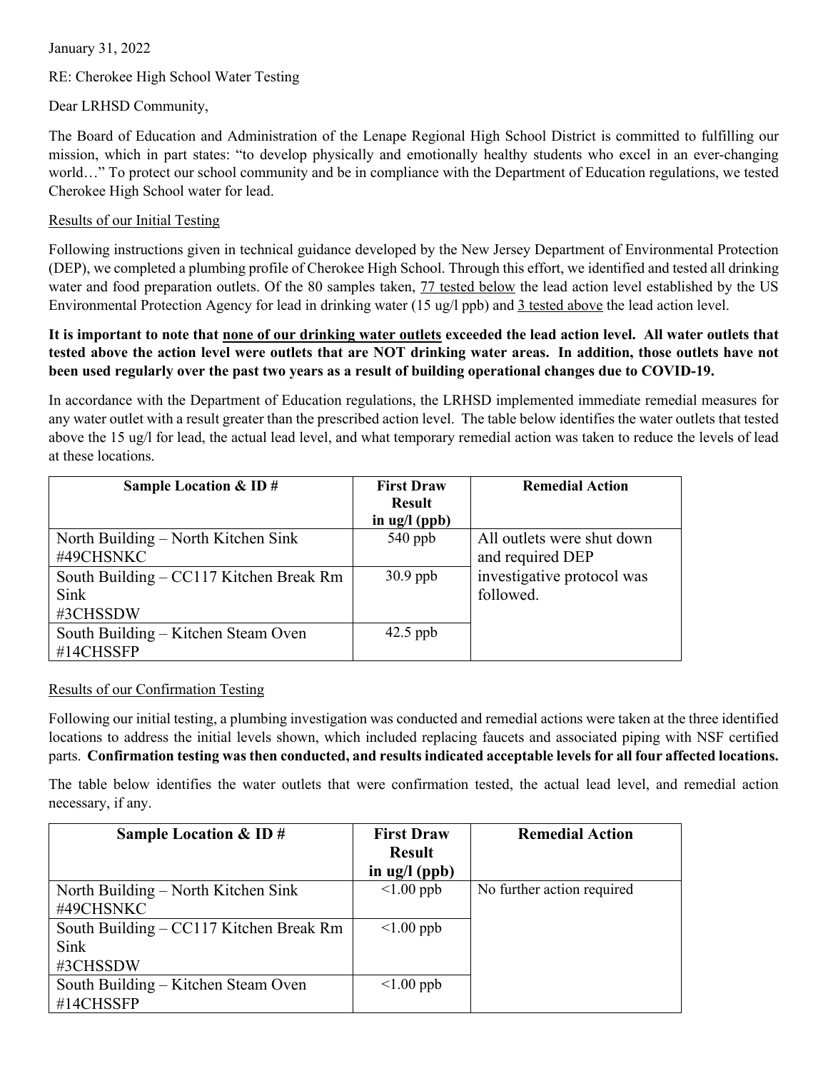January 31, 2022

RE: Cherokee High School Water Testing

Dear LRHSD Community,

The Board of Education and Administration of the Lenape Regional High School District is committed to fulfilling our mission, which in part states: "to develop physically and emotionally healthy students who excel in an ever-changing world…" To protect our school community and be in compliance with the Department of Education regulations, we tested Cherokee High School water for lead.

Results of our Initial Testing

Following instructions given in technical guidance developed by the New Jersey Department of Environmental Protection (DEP), we completed a plumbing profile of Cherokee High School. Through this effort, we identified and tested all drinking water and food preparation outlets. Of the 80 samples taken, 77 tested below the lead action level established by the US Environmental Protection Agency for lead in drinking water (15 ug/l ppb) and 3 tested above the lead action level.

**It is important to note that none of our drinking water outlets exceeded the lead action level. All water outlets that tested above the action level were outlets that are NOT drinking water areas. In addition, those outlets have not been used regularly over the past two years as a result of building operational changes due to COVID-19.**

In accordance with the Department of Education regulations, the LRHSD implemented immediate remedial measures for any water outlet with a result greater than the prescribed action level. The table below identifies the water outlets that tested above the 15 ug/l for lead, the actual lead level, and what temporary remedial action was taken to reduce the levels of lead at these locations.

| Sample Location & ID # | First Draw Result in ug/l (ppb) | Remedial Action |
|---|---|---|
| North Building – North Kitchen Sink #49CHSNKC | 540 ppb | All outlets were shut down and required DEP investigative protocol was followed. |
| South Building – CC117 Kitchen Break Rm Sink #3CHSSDW | 30.9 ppb | |
| South Building – Kitchen Steam Oven #14CHSSFP | 42.5 ppb | |

Results of our Confirmation Testing

Following our initial testing, a plumbing investigation was conducted and remedial actions were taken at the three identified locations to address the initial levels shown, which included replacing faucets and associated piping with NSF certified parts. **Confirmation testing was then conducted, and results indicated acceptable levels for all four affected locations.**

The table below identifies the water outlets that were confirmation tested, the actual lead level, and remedial action necessary, if any.

| Sample Location & ID # | First Draw Result in ug/l (ppb) | Remedial Action |
|---|---|---|
| North Building – North Kitchen Sink #49CHSNKC | <1.00 ppb | No further action required |
| South Building – CC117 Kitchen Break Rm Sink #3CHSSDW | <1.00 ppb | |
| South Building – Kitchen Steam Oven #14CHSSFP | <1.00 ppb | |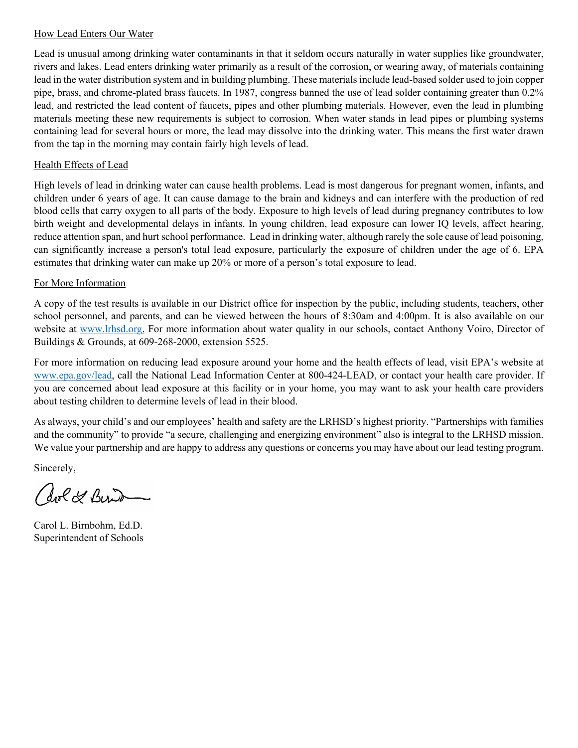How Lead Enters Our Water

Lead is unusual among drinking water contaminants in that it seldom occurs naturally in water supplies like groundwater, rivers and lakes. Lead enters drinking water primarily as a result of the corrosion, or wearing away, of materials containing lead in the water distribution system and in building plumbing. These materials include lead-based solder used to join copper pipe, brass, and chrome-plated brass faucets. In 1987, congress banned the use of lead solder containing greater than 0.2% lead, and restricted the lead content of faucets, pipes and other plumbing materials. However, even the lead in plumbing materials meeting these new requirements is subject to corrosion. When water stands in lead pipes or plumbing systems containing lead for several hours or more, the lead may dissolve into the drinking water. This means the first water drawn from the tap in the morning may contain fairly high levels of lead.

Health Effects of Lead

High levels of lead in drinking water can cause health problems. Lead is most dangerous for pregnant women, infants, and children under 6 years of age. It can cause damage to the brain and kidneys and can interfere with the production of red blood cells that carry oxygen to all parts of the body. Exposure to high levels of lead during pregnancy contributes to low birth weight and developmental delays in infants. In young children, lead exposure can lower IQ levels, affect hearing, reduce attention span, and hurt school performance. Lead in drinking water, although rarely the sole cause of lead poisoning, can significantly increase a person's total lead exposure, particularly the exposure of children under the age of 6. EPA estimates that drinking water can make up 20% or more of a person's total exposure to lead.

For More Information

A copy of the test results is available in our District office for inspection by the public, including students, teachers, other school personnel, and parents, and can be viewed between the hours of 8:30am and 4:00pm. It is also available on our website at www.lrhsd.org. For more information about water quality in our schools, contact Anthony Voiro, Director of Buildings & Grounds, at 609-268-2000, extension 5525.

For more information on reducing lead exposure around your home and the health effects of lead, visit EPA's website at www.epa.gov/lead, call the National Lead Information Center at 800-424-LEAD, or contact your health care provider. If you are concerned about lead exposure at this facility or in your home, you may want to ask your health care providers about testing children to determine levels of lead in their blood.

As always, your child's and our employees' health and safety are the LRHSD's highest priority. "Partnerships with families and the community" to provide "a secure, challenging and energizing environment" also is integral to the LRHSD mission. We value your partnership and are happy to address any questions or concerns you may have about our lead testing program.

Sincerely,

Carol L. Birnbohm, Ed.D.
Superintendent of Schools